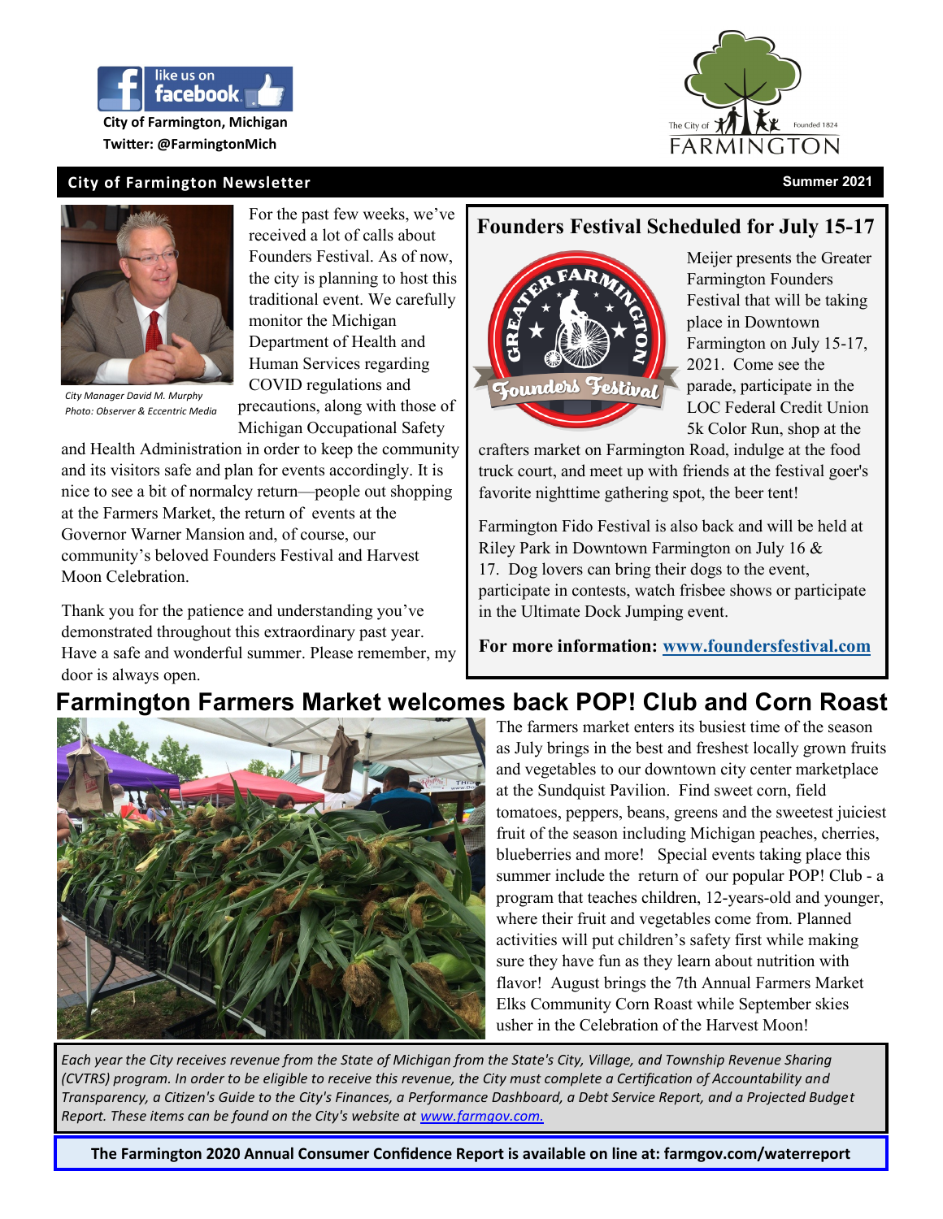like us on facebook

City of Farmington, Michigan
Twitter: @FarmingtonMich

The City of FARMINGTON Founded 1824

**City of Farmington Newsletter** — **Summer 2021**

*City Manager David M. Murphy*
*Photo: Observer & Eccentric Media*

For the past few weeks, we've received a lot of calls about Founders Festival. As of now, the city is planning to host this traditional event. We carefully monitor the Michigan Department of Health and Human Services regarding COVID regulations and precautions, along with those of Michigan Occupational Safety and Health Administration in order to keep the community and its visitors safe and plan for events accordingly. It is nice to see a bit of normalcy return—people out shopping at the Farmers Market, the return of events at the Governor Warner Mansion and, of course, our community's beloved Founders Festival and Harvest Moon Celebration.

Thank you for the patience and understanding you've demonstrated throughout this extraordinary past year. Have a safe and wonderful summer. Please remember, my door is always open.

## Founders Festival Scheduled for July 15-17

Meijer presents the Greater Farmington Founders Festival that will be taking place in Downtown Farmington on July 15-17, 2021. Come see the parade, participate in the LOC Federal Credit Union 5k Color Run, shop at the crafters market on Farmington Road, indulge at the food truck court, and meet up with friends at the festival goer's favorite nighttime gathering spot, the beer tent!

Farmington Fido Festival is also back and will be held at Riley Park in Downtown Farmington on July 16 & 17. Dog lovers can bring their dogs to the event, participate in contests, watch frisbee shows or participate in the Ultimate Dock Jumping event.

**For more information: www.foundersfestival.com**

## Farmington Farmers Market welcomes back POP! Club and Corn Roast

The farmers market enters its busiest time of the season as July brings in the best and freshest locally grown fruits and vegetables to our downtown city center marketplace at the Sundquist Pavilion. Find sweet corn, field tomatoes, peppers, beans, greens and the sweetest juiciest fruit of the season including Michigan peaches, cherries, blueberries and more! Special events taking place this summer include the return of our popular POP! Club - a program that teaches children, 12-years-old and younger, where their fruit and vegetables come from. Planned activities will put children's safety first while making sure they have fun as they learn about nutrition with flavor! August brings the 7th Annual Farmers Market Elks Community Corn Roast while September skies usher in the Celebration of the Harvest Moon!

*Each year the City receives revenue from the State of Michigan from the State's City, Village, and Township Revenue Sharing (CVTRS) program. In order to be eligible to receive this revenue, the City must complete a Certification of Accountability and Transparency, a Citizen's Guide to the City's Finances, a Performance Dashboard, a Debt Service Report, and a Projected Budget Report. These items can be found on the City's website at www.farmgov.com.*

**The Farmington 2020 Annual Consumer Confidence Report is available on line at: farmgov.com/waterreport**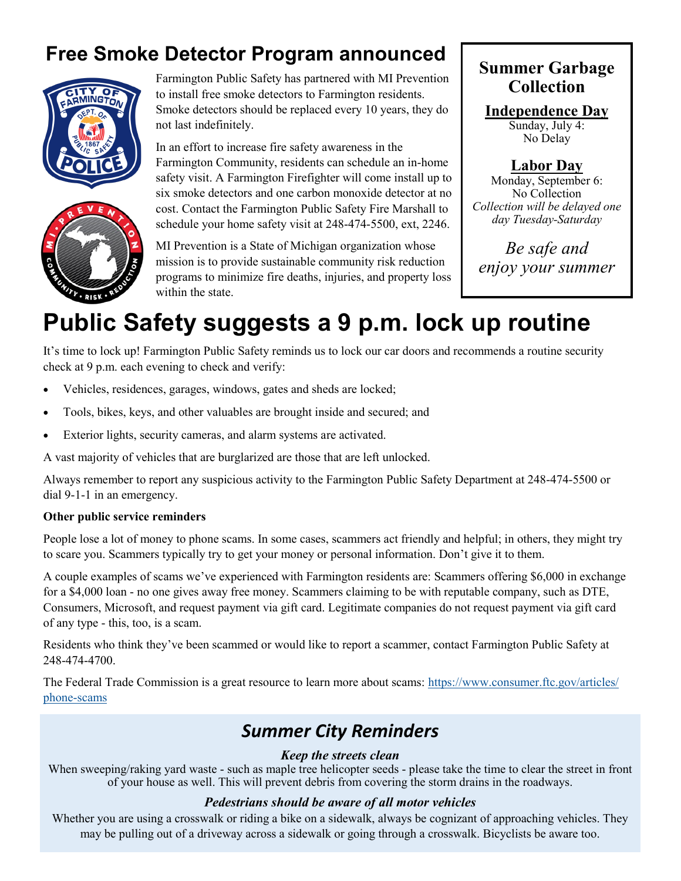## Free Smoke Detector Program announced

Farmington Public Safety has partnered with MI Prevention to install free smoke detectors to Farmington residents. Smoke detectors should be replaced every 10 years, they do not last indefinitely.

In an effort to increase fire safety awareness in the Farmington Community, residents can schedule an in-home safety visit. A Farmington Firefighter will come install up to six smoke detectors and one carbon monoxide detector at no cost. Contact the Farmington Public Safety Fire Marshall to schedule your home safety visit at 248-474-5500, ext, 2246.

MI Prevention is a State of Michigan organization whose mission is to provide sustainable community risk reduction programs to minimize fire deaths, injuries, and property loss within the state.

### Summer Garbage Collection

**Independence Day**

Sunday, July 4:
No Delay

**Labor Day**

Monday, September 6:
No Collection
*Collection will be delayed one day Tuesday-Saturday*

*Be safe and enjoy your summer*

## Public Safety suggests a 9 p.m. lock up routine

It's time to lock up! Farmington Public Safety reminds us to lock our car doors and recommends a routine security check at 9 p.m. each evening to check and verify:

- Vehicles, residences, garages, windows, gates and sheds are locked;
- Tools, bikes, keys, and other valuables are brought inside and secured; and
- Exterior lights, security cameras, and alarm systems are activated.

A vast majority of vehicles that are burglarized are those that are left unlocked.

Always remember to report any suspicious activity to the Farmington Public Safety Department at 248-474-5500 or dial 9-1-1 in an emergency.

**Other public service reminders**

People lose a lot of money to phone scams. In some cases, scammers act friendly and helpful; in others, they might try to scare you. Scammers typically try to get your money or personal information. Don't give it to them.

A couple examples of scams we've experienced with Farmington residents are: Scammers offering $6,000 in exchange for a $4,000 loan - no one gives away free money. Scammers claiming to be with reputable company, such as DTE, Consumers, Microsoft, and request payment via gift card. Legitimate companies do not request payment via gift card of any type - this, too, is a scam.

Residents who think they've been scammed or would like to report a scammer, contact Farmington Public Safety at 248-474-4700.

The Federal Trade Commission is a great resource to learn more about scams: https://www.consumer.ftc.gov/articles/phone-scams

### *Summer City Reminders*

***Keep the streets clean***

When sweeping/raking yard waste - such as maple tree helicopter seeds - please take the time to clear the street in front of your house as well. This will prevent debris from covering the storm drains in the roadways.

***Pedestrians should be aware of all motor vehicles***

Whether you are using a crosswalk or riding a bike on a sidewalk, always be cognizant of approaching vehicles. They may be pulling out of a driveway across a sidewalk or going through a crosswalk. Bicyclists be aware too.